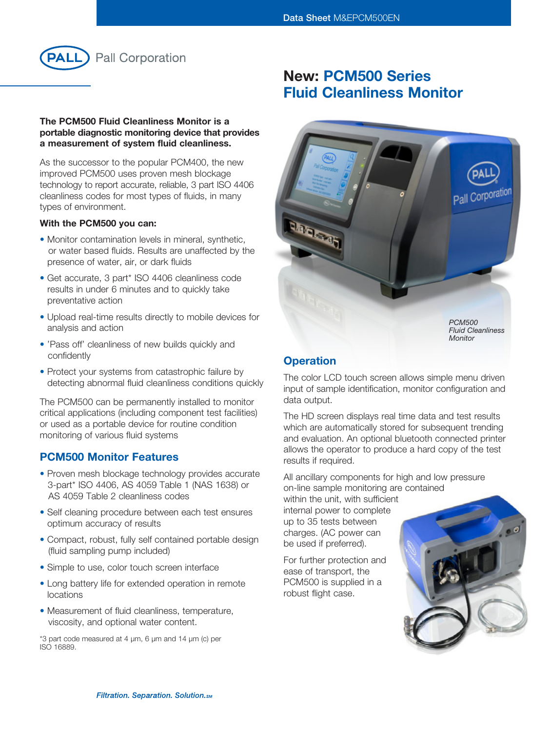Data Sheet M&EPCM500EN

Pall Corporation

# New: PCM500 Series Fluid Cleanliness Monitor

**The PCM500 Fluid Cleanliness Monitor is a portable diagnostic monitoring device that provides a measurement of system fluid cleanliness.**

As the successor to the popular PCM400, the new improved PCM500 uses proven mesh blockage technology to report accurate, reliable, 3 part ISO 4406 cleanliness codes for most types of fluids, in many types of environment.

**With the PCM500 you can:**

- Monitor contamination levels in mineral, synthetic, or water based fluids. Results are unaffected by the presence of water, air, or dark fluids
- Get accurate, 3 part* ISO 4406 cleanliness code results in under 6 minutes and to quickly take preventative action
- Upload real-time results directly to mobile devices for analysis and action
- 'Pass off' cleanliness of new builds quickly and confidently
- Protect your systems from catastrophic failure by detecting abnormal fluid cleanliness conditions quickly

The PCM500 can be permanently installed to monitor critical applications (including component test facilities) or used as a portable device for routine condition monitoring of various fluid systems

## PCM500 Monitor Features

- Proven mesh blockage technology provides accurate 3-part* ISO 4406, AS 4059 Table 1 (NAS 1638) or AS 4059 Table 2 cleanliness codes
- Self cleaning procedure between each test ensures optimum accuracy of results
- Compact, robust, fully self contained portable design (fluid sampling pump included)
- Simple to use, color touch screen interface
- Long battery life for extended operation in remote locations
- Measurement of fluid cleanliness, temperature, viscosity, and optional water content.

*3 part code measured at 4 µm, 6 µm and 14 µm (c) per ISO 16889.

*PCM500 Fluid Cleanliness Monitor*

## Operation

The color LCD touch screen allows simple menu driven input of sample identification, monitor configuration and data output.

The HD screen displays real time data and test results which are automatically stored for subsequent trending and evaluation. An optional bluetooth connected printer allows the operator to produce a hard copy of the test results if required.

All ancillary components for high and low pressure on-line sample monitoring are contained within the unit, with sufficient internal power to complete up to 35 tests between charges. (AC power can be used if preferred).

For further protection and ease of transport, the PCM500 is supplied in a robust flight case.

*Filtration. Separation. Solution.SM*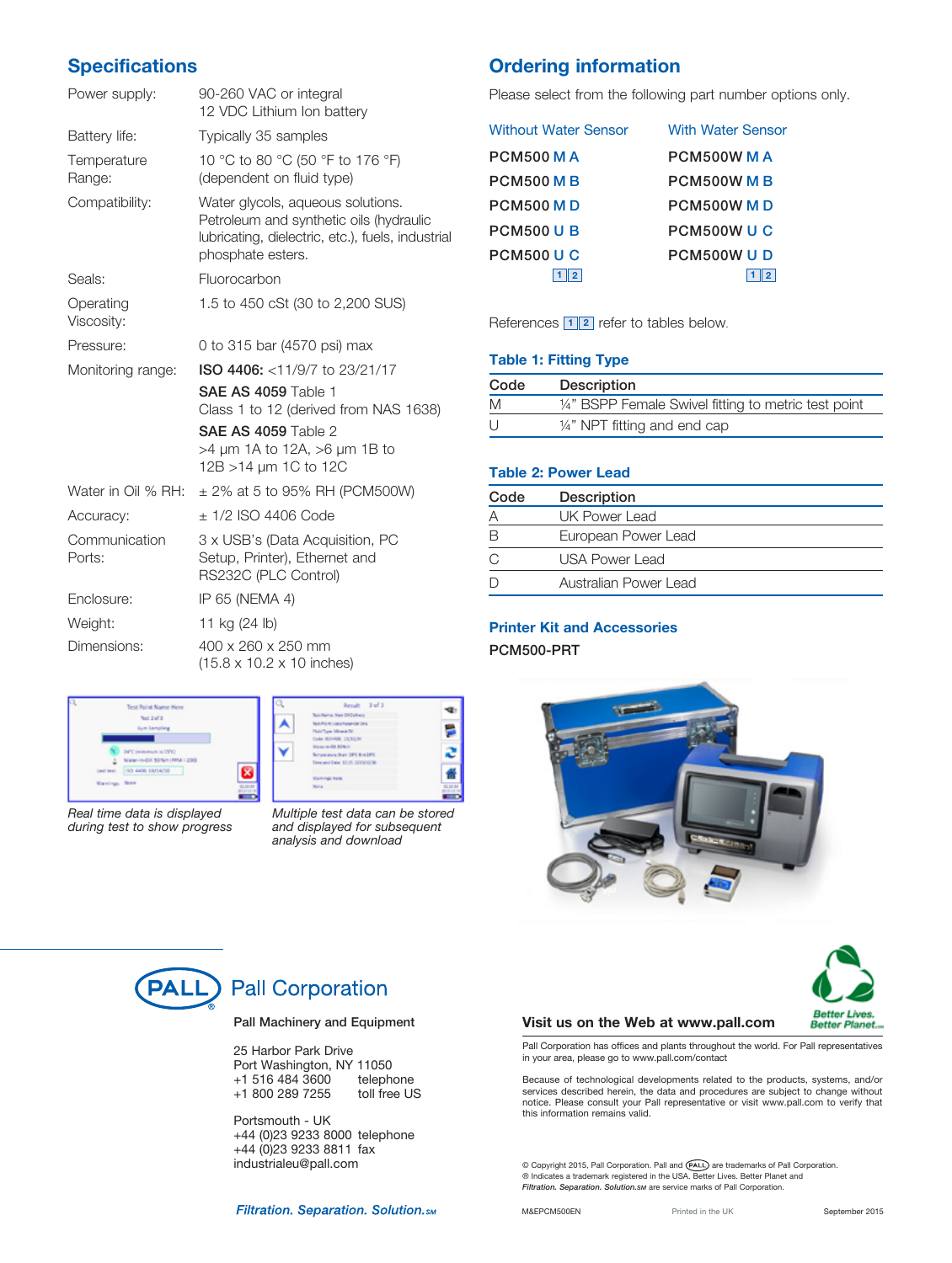## Specifications

| | |
|---|---|
| Power supply: | 90-260 VAC or integral 12 VDC Lithium Ion battery |
| Battery life: | Typically 35 samples |
| Temperature Range: | 10 °C to 80 °C (50 °F to 176 °F) (dependent on fluid type) |
| Compatibility: | Water glycols, aqueous solutions. Petroleum and synthetic oils (hydraulic lubricating, dielectric, etc.), fuels, industrial phosphate esters. |
| Seals: | Fluorocarbon |
| Operating Viscosity: | 1.5 to 450 cSt (30 to 2,200 SUS) |
| Pressure: | 0 to 315 bar (4570 psi) max |
| Monitoring range: | **ISO 4406:** <11/9/7 to 23/21/17<br>**SAE AS 4059** Table 1<br>Class 1 to 12 (derived from NAS 1638)<br>**SAE AS 4059** Table 2<br>>4 µm 1A to 12A, >6 µm 1B to 12B >14 µm 1C to 12C |
| Water in Oil % RH: | ± 2% at 5 to 95% RH (PCM500W) |
| Accuracy: | ± 1/2 ISO 4406 Code |
| Communication Ports: | 3 x USB's (Data Acquisition, PC Setup, Printer), Ethernet and RS232C (PLC Control) |
| Enclosure: | IP 65 (NEMA 4) |
| Weight: | 11 kg (24 lb) |
| Dimensions: | 400 x 260 x 250 mm (15.8 x 10.2 x 10 inches) |

*Real time data is displayed during test to show progress*

*Multiple test data can be stored and displayed for subsequent analysis and download*

## Ordering information

Please select from the following part number options only.

| Without Water Sensor | With Water Sensor |
|---|---|
| PCM500 M A | PCM500W M A |
| PCM500 M B | PCM500W M B |
| PCM500 M D | PCM500W M D |
| PCM500 U B | PCM500W U C |
| PCM500 U C | PCM500W U D |
| 1 2 | 1 2 |

References 1 2 refer to tables below.

### Table 1: Fitting Type

| Code | Description |
|---|---|
| M | ¼" BSPP Female Swivel fitting to metric test point |
| U | ¼" NPT fitting and end cap |

### Table 2: Power Lead

| Code | Description |
|---|---|
| A | UK Power Lead |
| B | European Power Lead |
| C | USA Power Lead |
| D | Australian Power Lead |

### Printer Kit and Accessories

**PCM500-PRT**

## Pall Corporation

**Pall Machinery and Equipment**

25 Harbor Park Drive
Port Washington, NY 11050
+1 516 484 3600 telephone
+1 800 289 7255 toll free US

Portsmouth - UK
+44 (0)23 9233 8000 telephone
+44 (0)23 9233 8811 fax
industrialeu@pall.com

**Visit us on the Web at www.pall.com**

Better Lives. Better Planet.

Pall Corporation has offices and plants throughout the world. For Pall representatives in your area, please go to www.pall.com/contact

Because of technological developments related to the products, systems, and/or services described herein, the data and procedures are subject to change without notice. Please consult your Pall representative or visit www.pall.com to verify that this information remains valid.

© Copyright 2015, Pall Corporation. Pall and PALL are trademarks of Pall Corporation. ® Indicates a trademark registered in the USA. Better Lives. Better Planet and *Filtration. Separation. Solution.SM* are service marks of Pall Corporation.

***Filtration. Separation. Solution.SM***

M&EPCM500EN Printed in the UK September 2015